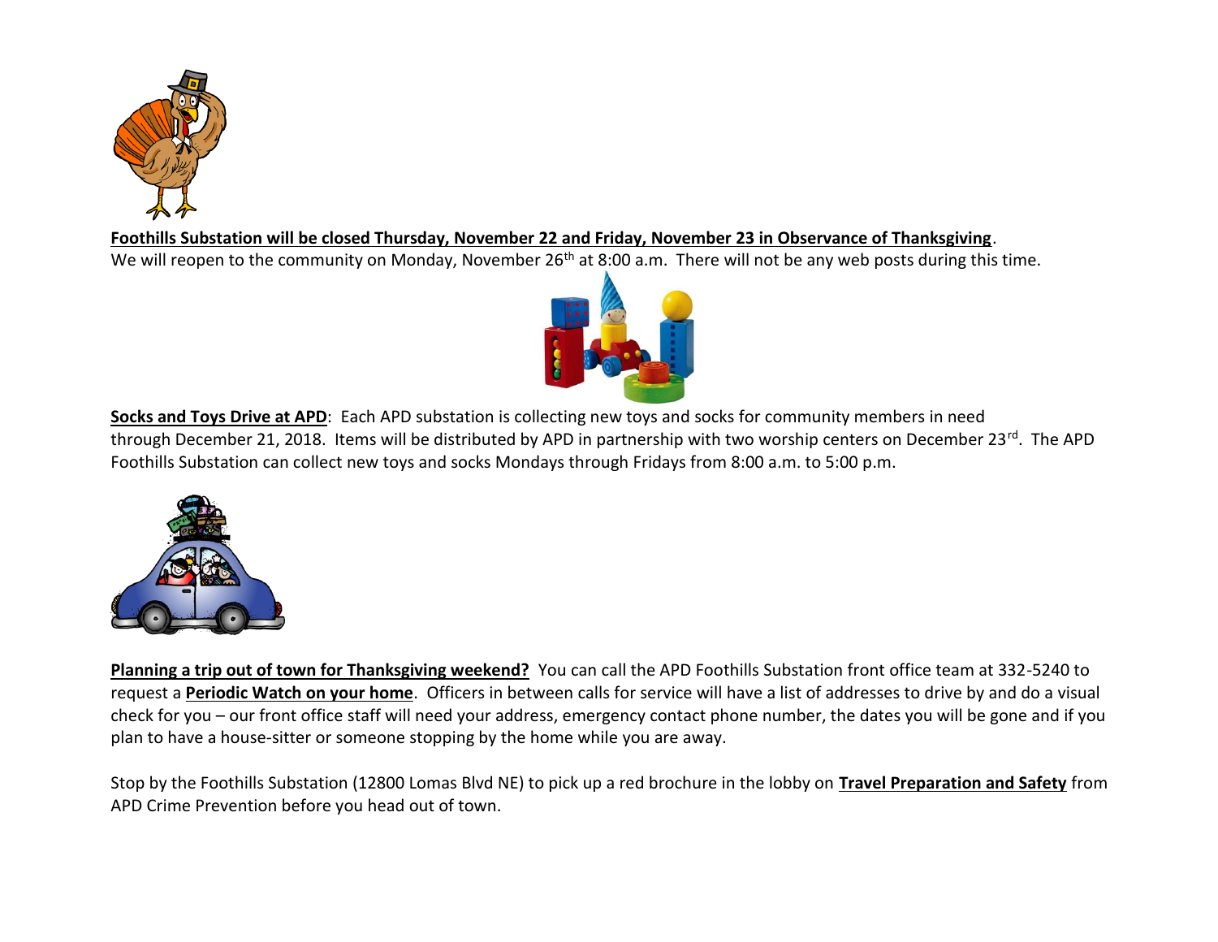**Foothills Substation will be closed Thursday, November 22 and Friday, November 23 in Observance of Thanksgiving**.
We will reopen to the community on Monday, November 26th at 8:00 a.m. There will not be any web posts during this time.

**Socks and Toys Drive at APD**: Each APD substation is collecting new toys and socks for community members in need through December 21, 2018. Items will be distributed by APD in partnership with two worship centers on December 23rd. The APD Foothills Substation can collect new toys and socks Mondays through Fridays from 8:00 a.m. to 5:00 p.m.

**Planning a trip out of town for Thanksgiving weekend?** You can call the APD Foothills Substation front office team at 332-5240 to request a **Periodic Watch on your home**. Officers in between calls for service will have a list of addresses to drive by and do a visual check for you – our front office staff will need your address, emergency contact phone number, the dates you will be gone and if you plan to have a house-sitter or someone stopping by the home while you are away.

Stop by the Foothills Substation (12800 Lomas Blvd NE) to pick up a red brochure in the lobby on **Travel Preparation and Safety** from APD Crime Prevention before you head out of town.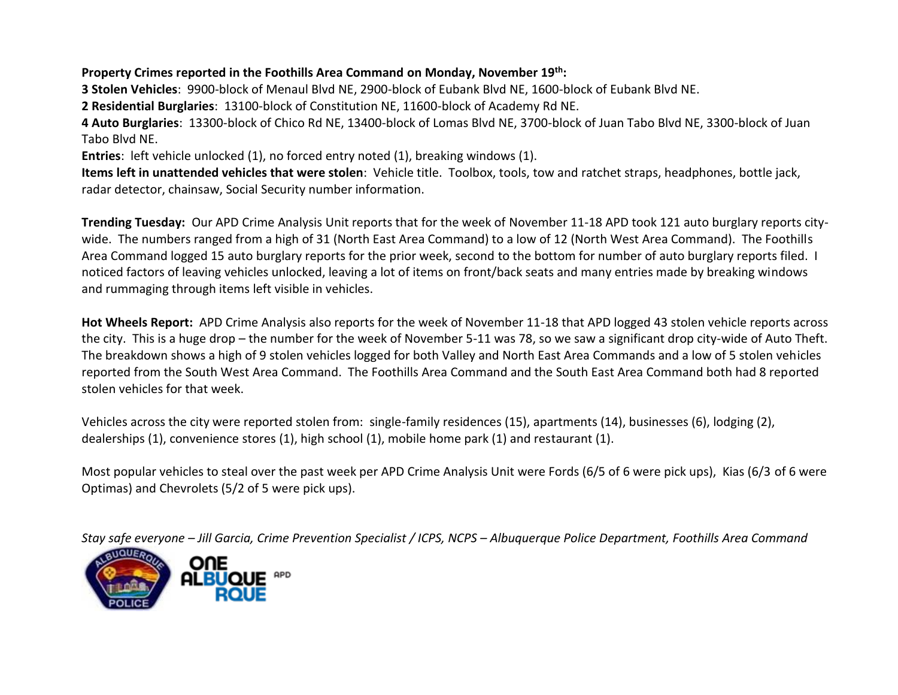**Property Crimes reported in the Foothills Area Command on Monday, November 19th:**

**3 Stolen Vehicles**: 9900-block of Menaul Blvd NE, 2900-block of Eubank Blvd NE, 1600-block of Eubank Blvd NE.

**2 Residential Burglaries**: 13100-block of Constitution NE, 11600-block of Academy Rd NE.

**4 Auto Burglaries**: 13300-block of Chico Rd NE, 13400-block of Lomas Blvd NE, 3700-block of Juan Tabo Blvd NE, 3300-block of Juan Tabo Blvd NE.

**Entries**: left vehicle unlocked (1), no forced entry noted (1), breaking windows (1).

**Items left in unattended vehicles that were stolen**: Vehicle title. Toolbox, tools, tow and ratchet straps, headphones, bottle jack, radar detector, chainsaw, Social Security number information.

**Trending Tuesday:** Our APD Crime Analysis Unit reports that for the week of November 11-18 APD took 121 auto burglary reports city-wide. The numbers ranged from a high of 31 (North East Area Command) to a low of 12 (North West Area Command). The Foothills Area Command logged 15 auto burglary reports for the prior week, second to the bottom for number of auto burglary reports filed. I noticed factors of leaving vehicles unlocked, leaving a lot of items on front/back seats and many entries made by breaking windows and rummaging through items left visible in vehicles.

**Hot Wheels Report:** APD Crime Analysis also reports for the week of November 11-18 that APD logged 43 stolen vehicle reports across the city. This is a huge drop – the number for the week of November 5-11 was 78, so we saw a significant drop city-wide of Auto Theft. The breakdown shows a high of 9 stolen vehicles logged for both Valley and North East Area Commands and a low of 5 stolen vehicles reported from the South West Area Command. The Foothills Area Command and the South East Area Command both had 8 reported stolen vehicles for that week.

Vehicles across the city were reported stolen from: single-family residences (15), apartments (14), businesses (6), lodging (2), dealerships (1), convenience stores (1), high school (1), mobile home park (1) and restaurant (1).

Most popular vehicles to steal over the past week per APD Crime Analysis Unit were Fords (6/5 of 6 were pick ups), Kias (6/3 of 6 were Optimas) and Chevrolets (5/2 of 5 were pick ups).

*Stay safe everyone – Jill Garcia, Crime Prevention Specialist / ICPS, NCPS – Albuquerque Police Department, Foothills Area Command*

ALBUQUERQUE POLICE

ONE ALBUQUERQUE APD